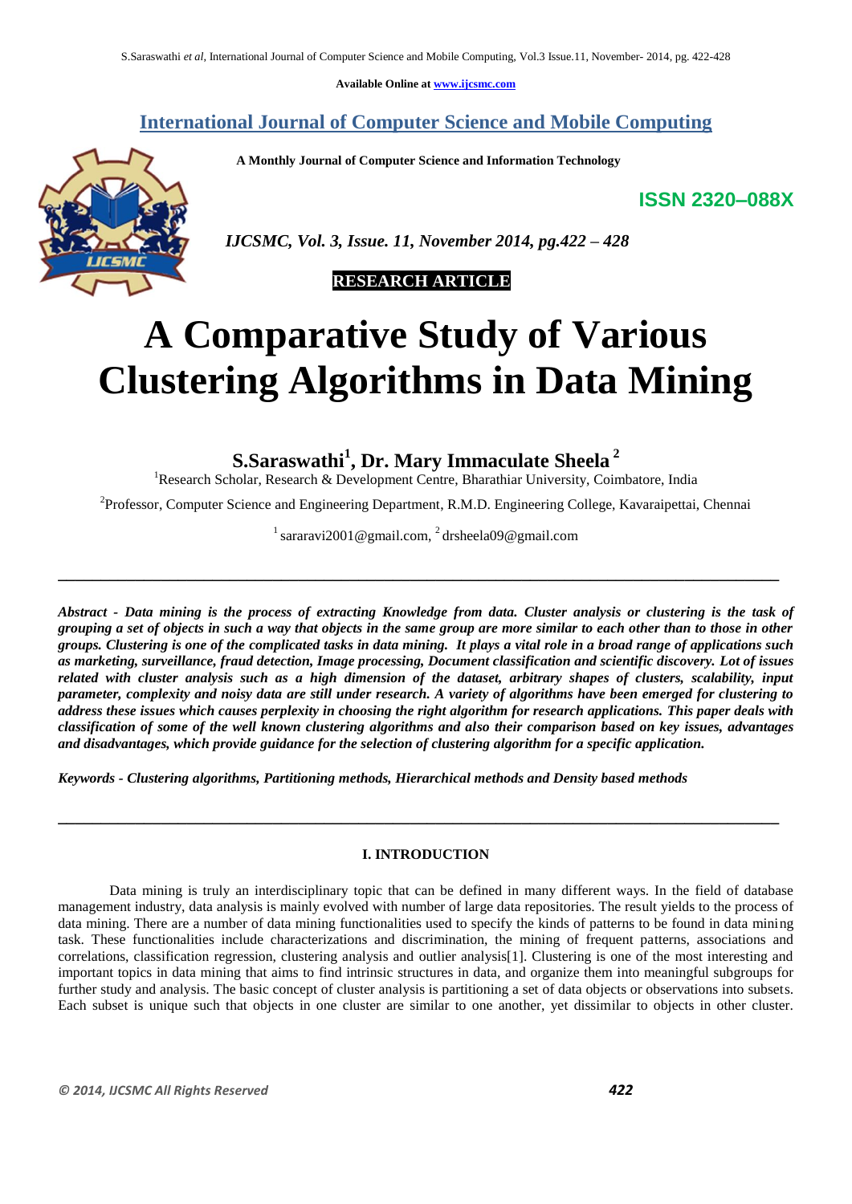Available Online at www.ijcsmc.com

**International Journal of Computer Science and Mobile Computing**

**A Monthly Journal of Computer Science and Information Technology**

**ISSN 2320–088X**

***IJCSMC, Vol. 3, Issue. 11, November 2014, pg.422 – 428***

**RESEARCH ARTICLE**

# A Comparative Study of Various Clustering Algorithms in Data Mining

**S.Saraswathi[1], Dr. Mary Immaculate Sheela [2]**

[1]Research Scholar, Research & Development Centre, Bharathiar University, Coimbatore, India

[2]Professor, Computer Science and Engineering Department, R.M.D. Engineering College, Kavaraipettai, Chennai

[1] sararavi2001@gmail.com, [2] drsheela09@gmail.com

***Abstract - Data mining is the process of extracting Knowledge from data. Cluster analysis or clustering is the task of grouping a set of objects in such a way that objects in the same group are more similar to each other than to those in other groups. Clustering is one of the complicated tasks in data mining. It plays a vital role in a broad range of applications such as marketing, surveillance, fraud detection, Image processing, Document classification and scientific discovery. Lot of issues related with cluster analysis such as a high dimension of the dataset, arbitrary shapes of clusters, scalability, input parameter, complexity and noisy data are still under research. A variety of algorithms have been emerged for clustering to address these issues which causes perplexity in choosing the right algorithm for research applications. This paper deals with classification of some of the well known clustering algorithms and also their comparison based on key issues, advantages and disadvantages, which provide guidance for the selection of clustering algorithm for a specific application.***

***Keywords - Clustering algorithms, Partitioning methods, Hierarchical methods and Density based methods***

## I. INTRODUCTION

Data mining is truly an interdisciplinary topic that can be defined in many different ways. In the field of database management industry, data analysis is mainly evolved with number of large data repositories. The result yields to the process of data mining. There are a number of data mining functionalities used to specify the kinds of patterns to be found in data mining task. These functionalities include characterizations and discrimination, the mining of frequent patterns, associations and correlations, classification regression, clustering analysis and outlier analysis[1]. Clustering is one of the most interesting and important topics in data mining that aims to find intrinsic structures in data, and organize them into meaningful subgroups for further study and analysis. The basic concept of cluster analysis is partitioning a set of data objects or observations into subsets. Each subset is unique such that objects in one cluster are similar to one another, yet dissimilar to objects in other cluster.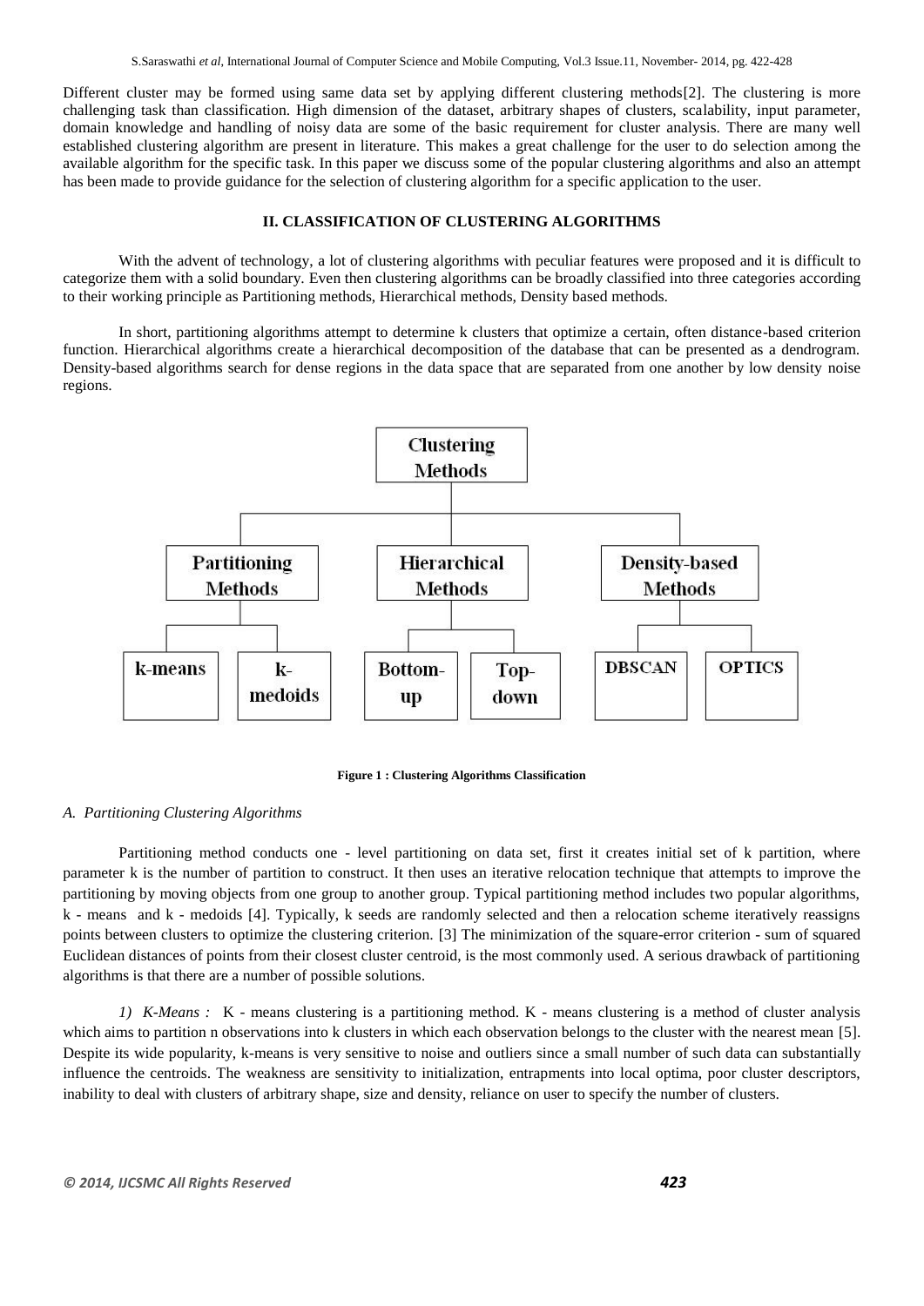Different cluster may be formed using same data set by applying different clustering methods[2]. The clustering is more challenging task than classification. High dimension of the dataset, arbitrary shapes of clusters, scalability, input parameter, domain knowledge and handling of noisy data are some of the basic requirement for cluster analysis. There are many well established clustering algorithm are present in literature. This makes a great challenge for the user to do selection among the available algorithm for the specific task. In this paper we discuss some of the popular clustering algorithms and also an attempt has been made to provide guidance for the selection of clustering algorithm for a specific application to the user.

## II. CLASSIFICATION OF CLUSTERING ALGORITHMS

With the advent of technology, a lot of clustering algorithms with peculiar features were proposed and it is difficult to categorize them with a solid boundary. Even then clustering algorithms can be broadly classified into three categories according to their working principle as Partitioning methods, Hierarchical methods, Density based methods.

In short, partitioning algorithms attempt to determine k clusters that optimize a certain, often distance-based criterion function. Hierarchical algorithms create a hierarchical decomposition of the database that can be presented as a dendrogram. Density-based algorithms search for dense regions in the data space that are separated from one another by low density noise regions.

- Clustering Methods
  - Partitioning Methods
    - k-means
    - k-medoids
  - Hierarchical Methods
    - Bottom-up
    - Top-down
  - Density-based Methods
    - DBSCAN
    - OPTICS

**Figure 1 : Clustering Algorithms Classification**

### *A. Partitioning Clustering Algorithms*

Partitioning method conducts one - level partitioning on data set, first it creates initial set of k partition, where parameter k is the number of partition to construct. It then uses an iterative relocation technique that attempts to improve the partitioning by moving objects from one group to another group. Typical partitioning method includes two popular algorithms, k - means and k - medoids [4]. Typically, k seeds are randomly selected and then a relocation scheme iteratively reassigns points between clusters to optimize the clustering criterion. [3] The minimization of the square-error criterion - sum of squared Euclidean distances of points from their closest cluster centroid, is the most commonly used. A serious drawback of partitioning algorithms is that there are a number of possible solutions.

*1) K-Means :* K - means clustering is a partitioning method. K - means clustering is a method of cluster analysis which aims to partition n observations into k clusters in which each observation belongs to the cluster with the nearest mean [5]. Despite its wide popularity, k-means is very sensitive to noise and outliers since a small number of such data can substantially influence the centroids. The weakness are sensitivity to initialization, entrapments into local optima, poor cluster descriptors, inability to deal with clusters of arbitrary shape, size and density, reliance on user to specify the number of clusters.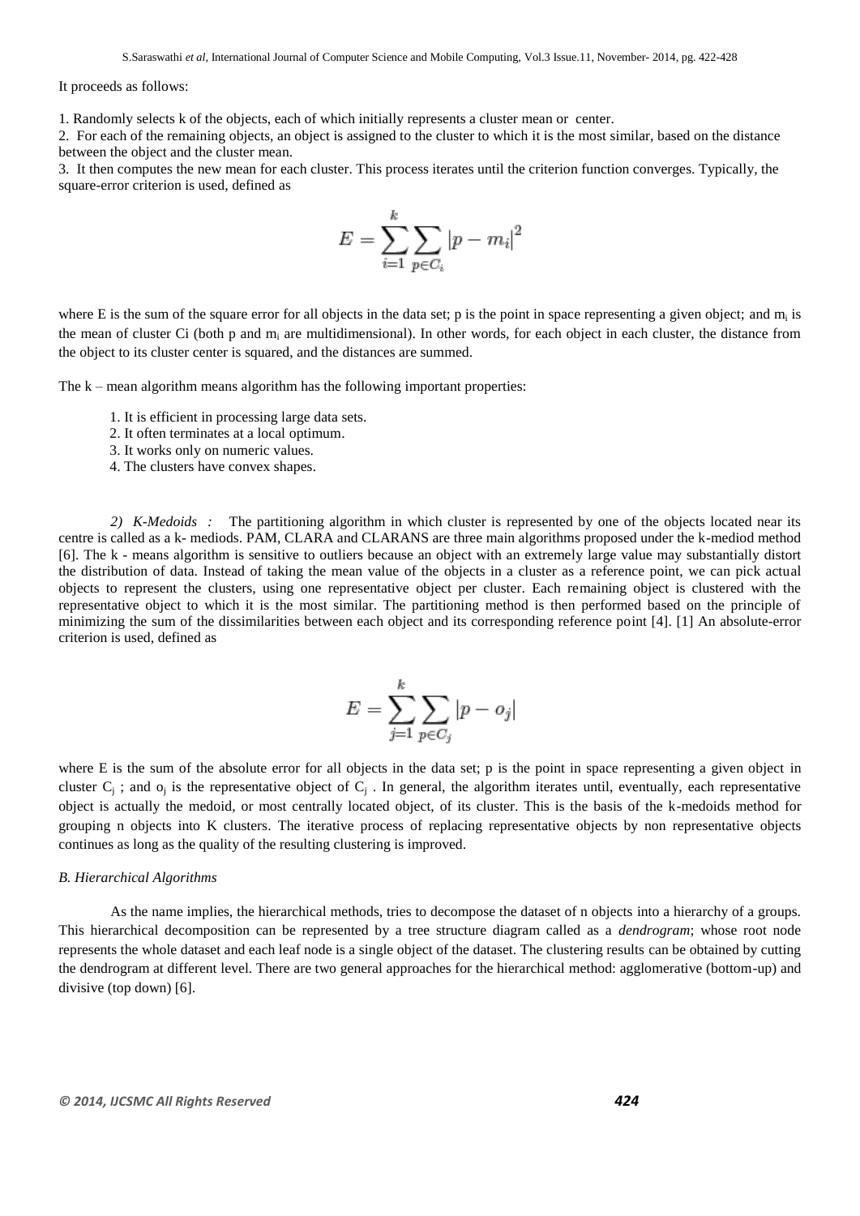It proceeds as follows:

1. Randomly selects k of the objects, each of which initially represents a cluster mean or center.
2. For each of the remaining objects, an object is assigned to the cluster to which it is the most similar, based on the distance between the object and the cluster mean.
3. It then computes the new mean for each cluster. This process iterates until the criterion function converges. Typically, the square-error criterion is used, defined as

$$E = \sum_{i=1}^{k} \sum_{p \in C_i} |p - m_i|^2$$

where E is the sum of the square error for all objects in the data set; p is the point in space representing a given object; and $m_i$ is the mean of cluster Ci (both p and $m_i$ are multidimensional). In other words, for each object in each cluster, the distance from the object to its cluster center is squared, and the distances are summed.

The k – mean algorithm means algorithm has the following important properties:

1. It is efficient in processing large data sets.
2. It often terminates at a local optimum.
3. It works only on numeric values.
4. The clusters have convex shapes.

*2) K-Medoids :* The partitioning algorithm in which cluster is represented by one of the objects located near its centre is called as a k- mediods. PAM, CLARA and CLARANS are three main algorithms proposed under the k-mediod method [6]. The k - means algorithm is sensitive to outliers because an object with an extremely large value may substantially distort the distribution of data. Instead of taking the mean value of the objects in a cluster as a reference point, we can pick actual objects to represent the clusters, using one representative object per cluster. Each remaining object is clustered with the representative object to which it is the most similar. The partitioning method is then performed based on the principle of minimizing the sum of the dissimilarities between each object and its corresponding reference point [4]. [1] An absolute-error criterion is used, defined as

$$E = \sum_{j=1}^{k} \sum_{p \in C_j} |p - o_j|$$

where E is the sum of the absolute error for all objects in the data set; p is the point in space representing a given object in cluster $C_j$ ; and $o_j$ is the representative object of $C_j$ . In general, the algorithm iterates until, eventually, each representative object is actually the medoid, or most centrally located object, of its cluster. This is the basis of the k-medoids method for grouping n objects into K clusters. The iterative process of replacing representative objects by non representative objects continues as long as the quality of the resulting clustering is improved.

### *B. Hierarchical Algorithms*

As the name implies, the hierarchical methods, tries to decompose the dataset of n objects into a hierarchy of a groups. This hierarchical decomposition can be represented by a tree structure diagram called as a *dendrogram*; whose root node represents the whole dataset and each leaf node is a single object of the dataset. The clustering results can be obtained by cutting the dendrogram at different level. There are two general approaches for the hierarchical method: agglomerative (bottom-up) and divisive (top down) [6].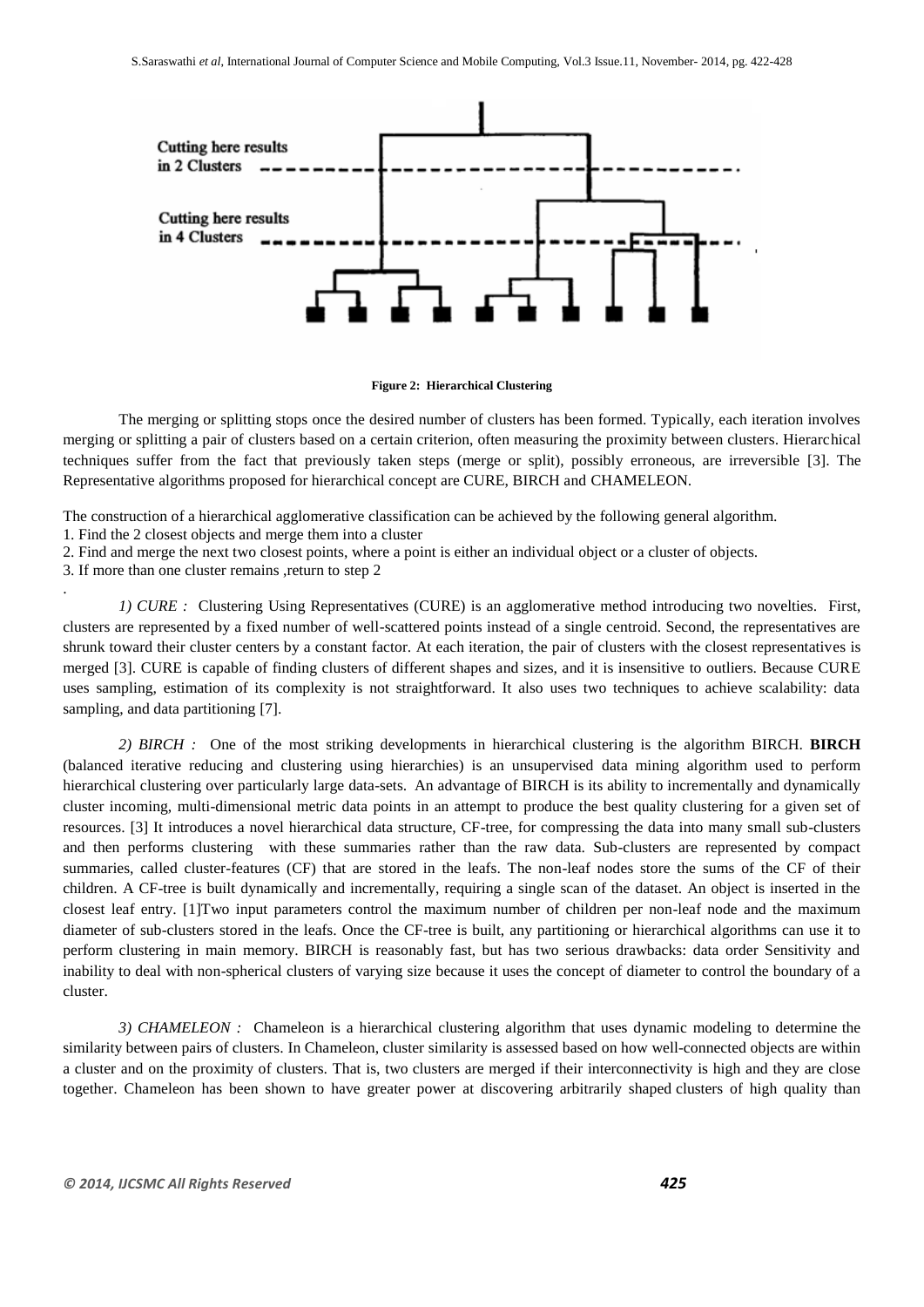Cutting here results in 2 Clusters

Cutting here results in 4 Clusters

**Figure 2: Hierarchical Clustering**

The merging or splitting stops once the desired number of clusters has been formed. Typically, each iteration involves merging or splitting a pair of clusters based on a certain criterion, often measuring the proximity between clusters. Hierarchical techniques suffer from the fact that previously taken steps (merge or split), possibly erroneous, are irreversible [3]. The Representative algorithms proposed for hierarchical concept are CURE, BIRCH and CHAMELEON.

The construction of a hierarchical agglomerative classification can be achieved by the following general algorithm.

1. Find the 2 closest objects and merge them into a cluster
2. Find and merge the next two closest points, where a point is either an individual object or a cluster of objects.
3. If more than one cluster remains ,return to step 2

*1) CURE :* Clustering Using Representatives (CURE) is an agglomerative method introducing two novelties. First, clusters are represented by a fixed number of well-scattered points instead of a single centroid. Second, the representatives are shrunk toward their cluster centers by a constant factor. At each iteration, the pair of clusters with the closest representatives is merged [3]. CURE is capable of finding clusters of different shapes and sizes, and it is insensitive to outliers. Because CURE uses sampling, estimation of its complexity is not straightforward. It also uses two techniques to achieve scalability: data sampling, and data partitioning [7].

*2) BIRCH :* One of the most striking developments in hierarchical clustering is the algorithm BIRCH. **BIRCH** (balanced iterative reducing and clustering using hierarchies) is an unsupervised data mining algorithm used to perform hierarchical clustering over particularly large data-sets. An advantage of BIRCH is its ability to incrementally and dynamically cluster incoming, multi-dimensional metric data points in an attempt to produce the best quality clustering for a given set of resources. [3] It introduces a novel hierarchical data structure, CF-tree, for compressing the data into many small sub-clusters and then performs clustering with these summaries rather than the raw data. Sub-clusters are represented by compact summaries, called cluster-features (CF) that are stored in the leafs. The non-leaf nodes store the sums of the CF of their children. A CF-tree is built dynamically and incrementally, requiring a single scan of the dataset. An object is inserted in the closest leaf entry. [1]Two input parameters control the maximum number of children per non-leaf node and the maximum diameter of sub-clusters stored in the leafs. Once the CF-tree is built, any partitioning or hierarchical algorithms can use it to perform clustering in main memory. BIRCH is reasonably fast, but has two serious drawbacks: data order Sensitivity and inability to deal with non-spherical clusters of varying size because it uses the concept of diameter to control the boundary of a cluster.

*3) CHAMELEON :* Chameleon is a hierarchical clustering algorithm that uses dynamic modeling to determine the similarity between pairs of clusters. In Chameleon, cluster similarity is assessed based on how well-connected objects are within a cluster and on the proximity of clusters. That is, two clusters are merged if their interconnectivity is high and they are close together. Chameleon has been shown to have greater power at discovering arbitrarily shaped clusters of high quality than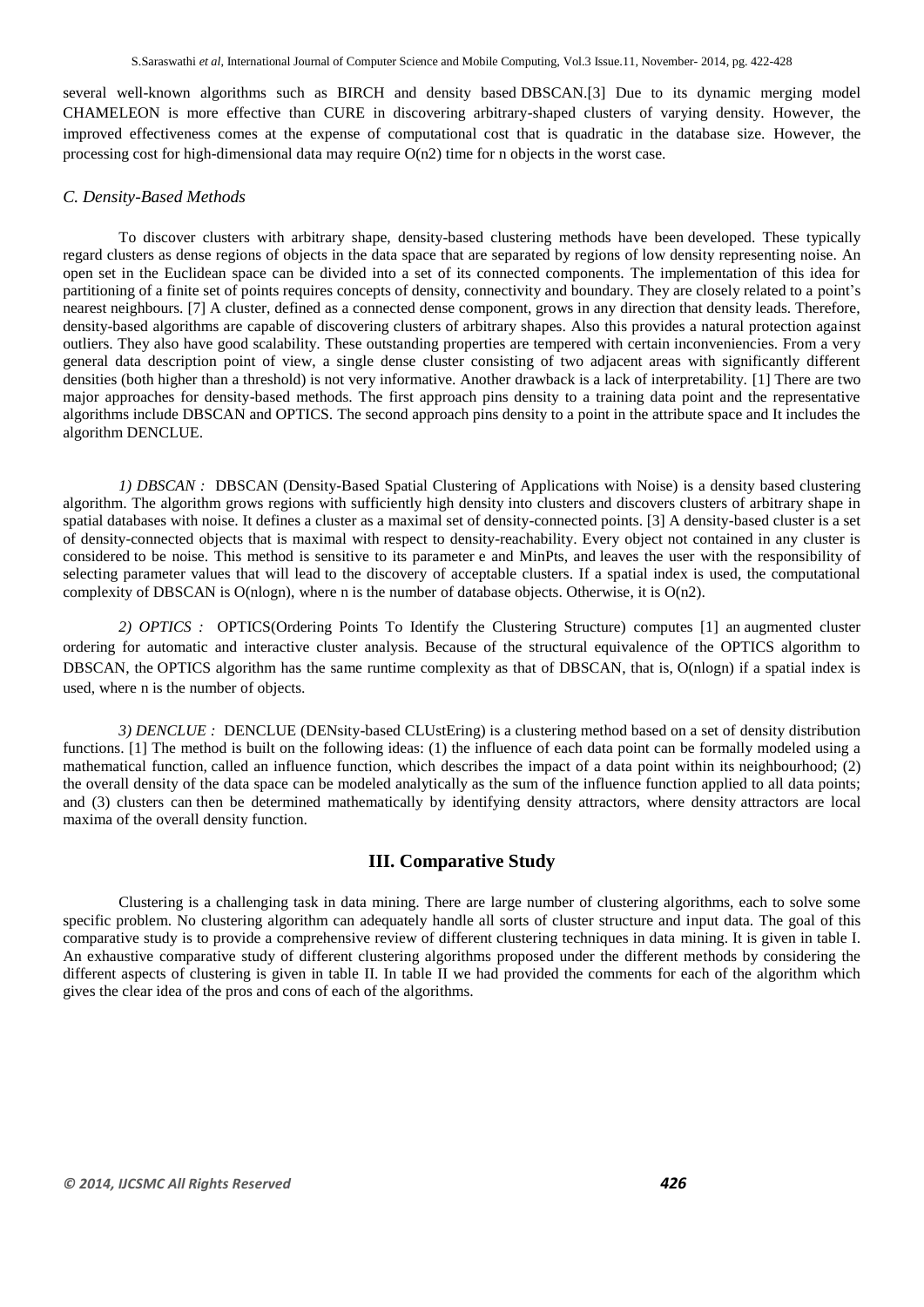several well-known algorithms such as BIRCH and density based DBSCAN.[3] Due to its dynamic merging model CHAMELEON is more effective than CURE in discovering arbitrary-shaped clusters of varying density. However, the improved effectiveness comes at the expense of computational cost that is quadratic in the database size. However, the processing cost for high-dimensional data may require O(n2) time for n objects in the worst case.

### *C. Density-Based Methods*

To discover clusters with arbitrary shape, density-based clustering methods have been developed. These typically regard clusters as dense regions of objects in the data space that are separated by regions of low density representing noise. An open set in the Euclidean space can be divided into a set of its connected components. The implementation of this idea for partitioning of a finite set of points requires concepts of density, connectivity and boundary. They are closely related to a point's nearest neighbours. [7] A cluster, defined as a connected dense component, grows in any direction that density leads. Therefore, density-based algorithms are capable of discovering clusters of arbitrary shapes. Also this provides a natural protection against outliers. They also have good scalability. These outstanding properties are tempered with certain inconveniencies. From a very general data description point of view, a single dense cluster consisting of two adjacent areas with significantly different densities (both higher than a threshold) is not very informative. Another drawback is a lack of interpretability. [1] There are two major approaches for density-based methods. The first approach pins density to a training data point and the representative algorithms include DBSCAN and OPTICS. The second approach pins density to a point in the attribute space and It includes the algorithm DENCLUE.

*1) DBSCAN :* DBSCAN (Density-Based Spatial Clustering of Applications with Noise) is a density based clustering algorithm. The algorithm grows regions with sufficiently high density into clusters and discovers clusters of arbitrary shape in spatial databases with noise. It defines a cluster as a maximal set of density-connected points. [3] A density-based cluster is a set of density-connected objects that is maximal with respect to density-reachability. Every object not contained in any cluster is considered to be noise. This method is sensitive to its parameter e and MinPts, and leaves the user with the responsibility of selecting parameter values that will lead to the discovery of acceptable clusters. If a spatial index is used, the computational complexity of DBSCAN is O(nlogn), where n is the number of database objects. Otherwise, it is O(n2).

*2) OPTICS :* OPTICS(Ordering Points To Identify the Clustering Structure) computes [1] an augmented cluster ordering for automatic and interactive cluster analysis. Because of the structural equivalence of the OPTICS algorithm to DBSCAN, the OPTICS algorithm has the same runtime complexity as that of DBSCAN, that is, O(nlogn) if a spatial index is used, where n is the number of objects.

*3) DENCLUE :* DENCLUE (DENsity-based CLUstEring) is a clustering method based on a set of density distribution functions. [1] The method is built on the following ideas: (1) the influence of each data point can be formally modeled using a mathematical function, called an influence function, which describes the impact of a data point within its neighbourhood; (2) the overall density of the data space can be modeled analytically as the sum of the influence function applied to all data points; and (3) clusters can then be determined mathematically by identifying density attractors, where density attractors are local maxima of the overall density function.

## III. Comparative Study

Clustering is a challenging task in data mining. There are large number of clustering algorithms, each to solve some specific problem. No clustering algorithm can adequately handle all sorts of cluster structure and input data. The goal of this comparative study is to provide a comprehensive review of different clustering techniques in data mining. It is given in table I. An exhaustive comparative study of different clustering algorithms proposed under the different methods by considering the different aspects of clustering is given in table II. In table II we had provided the comments for each of the algorithm which gives the clear idea of the pros and cons of each of the algorithms.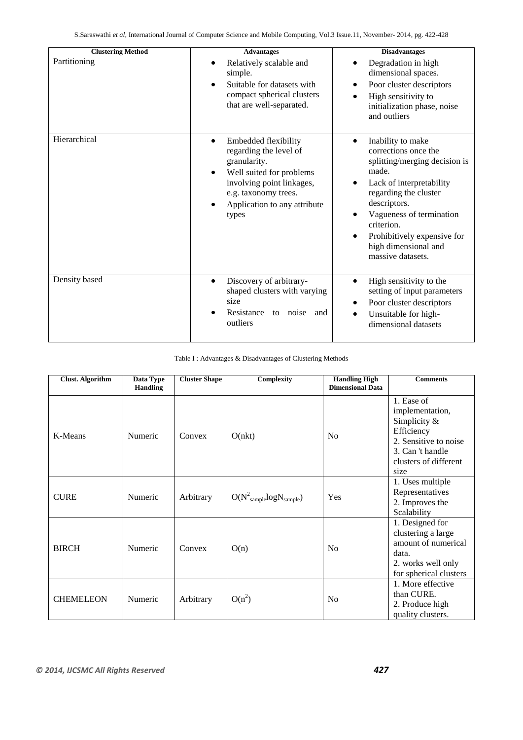| Clustering Method | Advantages | Disadvantages |
|---|---|---|
| Partitioning | • Relatively scalable and simple.<br>• Suitable for datasets with compact spherical clusters that are well-separated. | • Degradation in high dimensional spaces.<br>• Poor cluster descriptors<br>• High sensitivity to initialization phase, noise and outliers |
| Hierarchical | • Embedded flexibility regarding the level of granularity.<br>• Well suited for problems involving point linkages, e.g. taxonomy trees.<br>• Application to any attribute types | • Inability to make corrections once the splitting/merging decision is made.<br>• Lack of interpretability regarding the cluster descriptors.<br>• Vagueness of termination criterion.<br>• Prohibitively expensive for high dimensional and massive datasets. |
| Density based | • Discovery of arbitrary-shaped clusters with varying size<br>• Resistance to noise and outliers | • High sensitivity to the setting of input parameters<br>• Poor cluster descriptors<br>• Unsuitable for high-dimensional datasets |

Table I : Advantages & Disadvantages of Clustering Methods

| Clust. Algorithm | Data Type Handling | Cluster Shape | Complexity | Handling High Dimensional Data | Comments |
|---|---|---|---|---|---|
| K-Means | Numeric | Convex | O(nkt) | No | 1. Ease of implementation, Simplicity & Efficiency<br>2. Sensitive to noise<br>3. Can 't handle clusters of different size |
| CURE | Numeric | Arbitrary | $O(N^2_{sample}\log N_{sample})$ | Yes | 1. Uses multiple Representatives<br>2. Improves the Scalability |
| BIRCH | Numeric | Convex | O(n) | No | 1. Designed for clustering a large amount of numerical data.<br>2. works well only for spherical clusters |
| CHEMELEON | Numeric | Arbitrary | $O(n^2)$ | No | 1. More effective than CURE.<br>2. Produce high quality clusters. |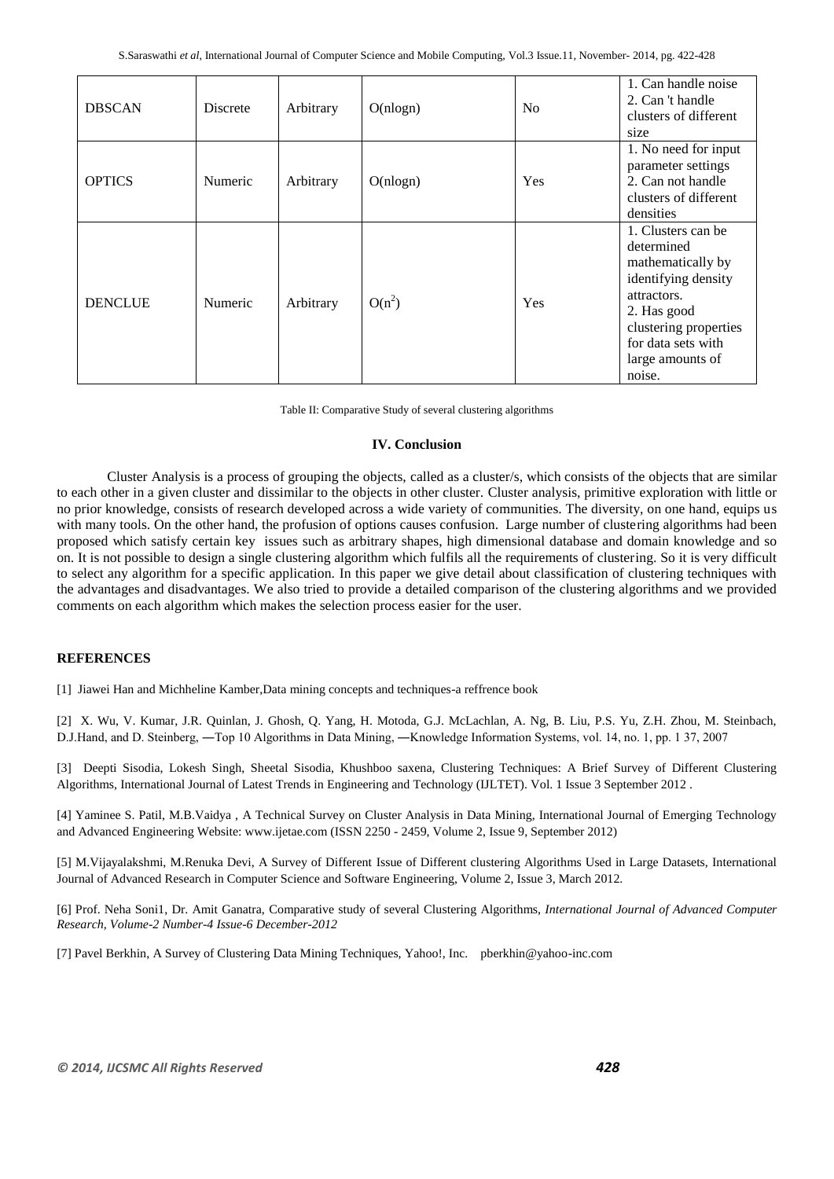| | | | | | |
|---|---|---|---|---|---|
| DBSCAN | Discrete | Arbitrary | O(nlogn) | No | 1. Can handle noise 2. Can 't handle clusters of different size |
| OPTICS | Numeric | Arbitrary | O(nlogn) | Yes | 1. No need for input parameter settings 2. Can not handle clusters of different densities |
| DENCLUE | Numeric | Arbitrary | $O(n^2)$ | Yes | 1. Clusters can be determined mathematically by identifying density attractors. 2. Has good clustering properties for data sets with large amounts of noise. |

Table II: Comparative Study of several clustering algorithms

## IV. Conclusion

Cluster Analysis is a process of grouping the objects, called as a cluster/s, which consists of the objects that are similar to each other in a given cluster and dissimilar to the objects in other cluster. Cluster analysis, primitive exploration with little or no prior knowledge, consists of research developed across a wide variety of communities. The diversity, on one hand, equips us with many tools. On the other hand, the profusion of options causes confusion. Large number of clustering algorithms had been proposed which satisfy certain key issues such as arbitrary shapes, high dimensional database and domain knowledge and so on. It is not possible to design a single clustering algorithm which fulfils all the requirements of clustering. So it is very difficult to select any algorithm for a specific application. In this paper we give detail about classification of clustering techniques with the advantages and disadvantages. We also tried to provide a detailed comparison of the clustering algorithms and we provided comments on each algorithm which makes the selection process easier for the user.

## REFERENCES

[1] Jiawei Han and Michheline Kamber,Data mining concepts and techniques-a reffrence book

[2] X. Wu, V. Kumar, J.R. Quinlan, J. Ghosh, Q. Yang, H. Motoda, G.J. McLachlan, A. Ng, B. Liu, P.S. Yu, Z.H. Zhou, M. Steinbach, D.J.Hand, and D. Steinberg, ―Top 10 Algorithms in Data Mining, ―Knowledge Information Systems, vol. 14, no. 1, pp. 1 37, 2007

[3] Deepti Sisodia, Lokesh Singh, Sheetal Sisodia, Khushboo saxena, Clustering Techniques: A Brief Survey of Different Clustering Algorithms, International Journal of Latest Trends in Engineering and Technology (IJLTET). Vol. 1 Issue 3 September 2012 .

[4] Yaminee S. Patil, M.B.Vaidya , A Technical Survey on Cluster Analysis in Data Mining, International Journal of Emerging Technology and Advanced Engineering Website: www.ijetae.com (ISSN 2250 - 2459, Volume 2, Issue 9, September 2012)

[5] M.Vijayalakshmi, M.Renuka Devi, A Survey of Different Issue of Different clustering Algorithms Used in Large Datasets, International Journal of Advanced Research in Computer Science and Software Engineering, Volume 2, Issue 3, March 2012.

[6] Prof. Neha Soni1, Dr. Amit Ganatra, Comparative study of several Clustering Algorithms, *International Journal of Advanced Computer Research, Volume-2 Number-4 Issue-6 December-2012*

[7] Pavel Berkhin, A Survey of Clustering Data Mining Techniques, Yahoo!, Inc. pberkhin@yahoo-inc.com